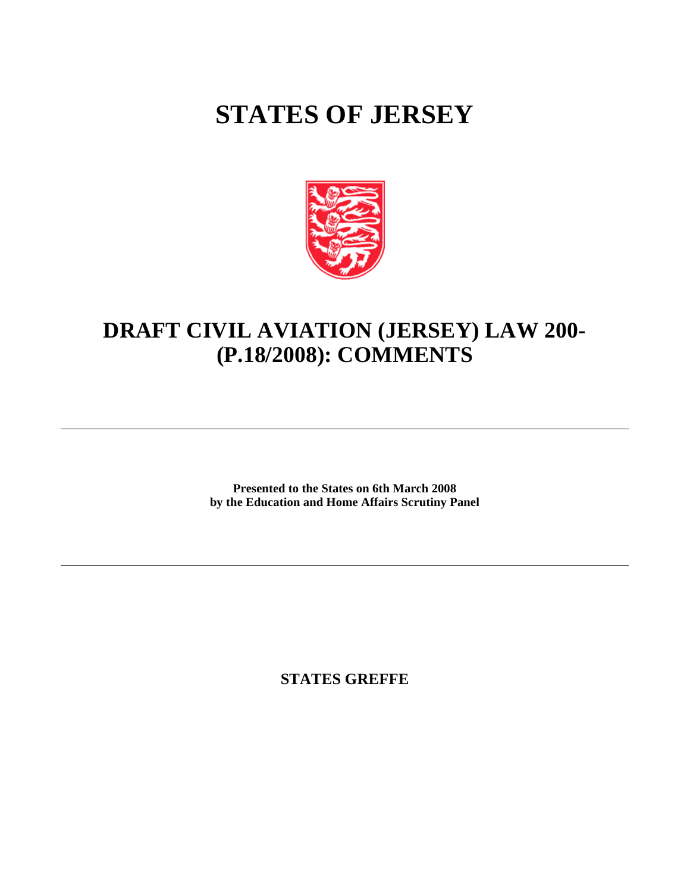# STATES OF JERSEY

## DRAFT CIVIL AVIATION (JERSEY) LAW 200- (P.18/2008): COMMENTS

---

**Presented to the States on 6th March 2008**
**by the Education and Home Affairs Scrutiny Panel**

---

**STATES GREFFE**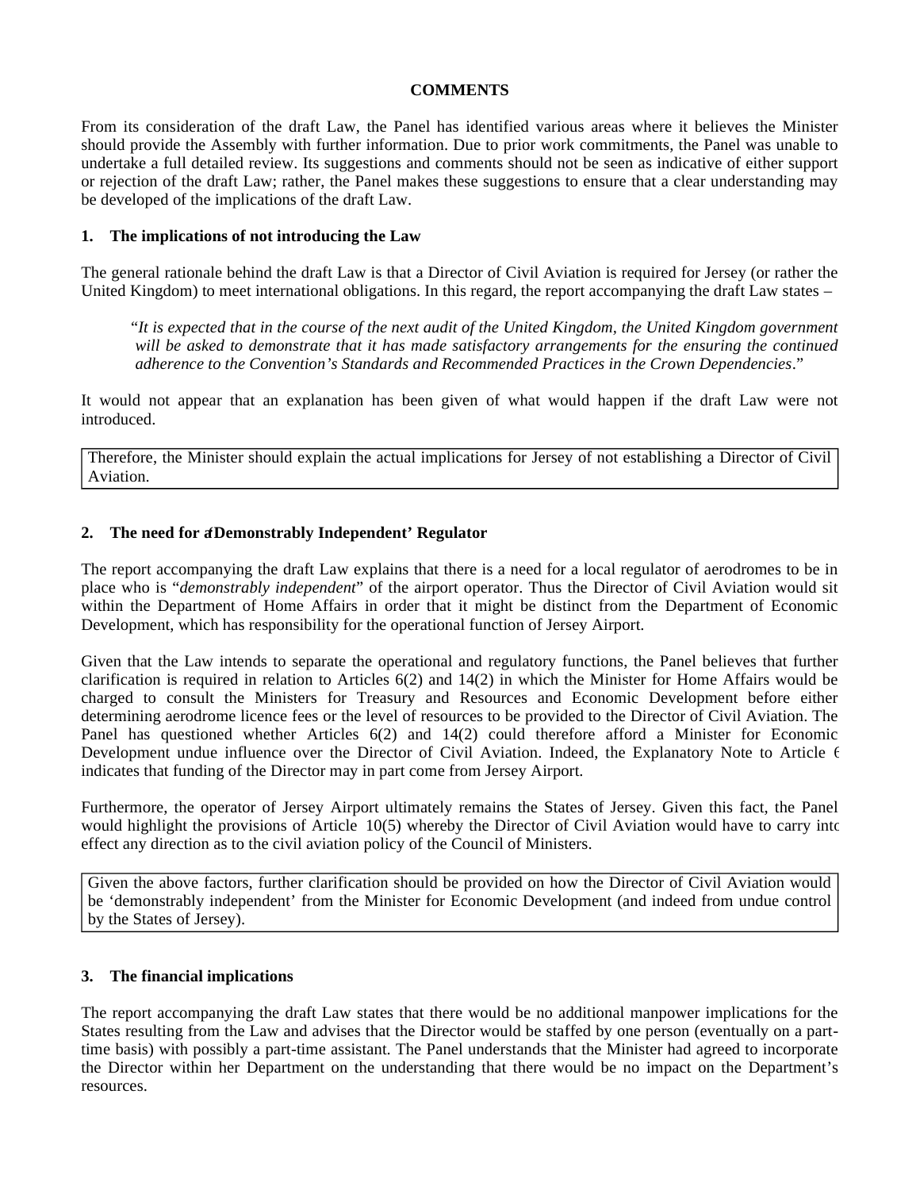**COMMENTS**

From its consideration of the draft Law, the Panel has identified various areas where it believes the Minister should provide the Assembly with further information. Due to prior work commitments, the Panel was unable to undertake a full detailed review. Its suggestions and comments should not be seen as indicative of either support or rejection of the draft Law; rather, the Panel makes these suggestions to ensure that a clear understanding may be developed of the implications of the draft Law.

**1. The implications of not introducing the Law**

The general rationale behind the draft Law is that a Director of Civil Aviation is required for Jersey (or rather the United Kingdom) to meet international obligations. In this regard, the report accompanying the draft Law states –

> "*It is expected that in the course of the next audit of the United Kingdom, the United Kingdom government will be asked to demonstrate that it has made satisfactory arrangements for the ensuring the continued adherence to the Convention's Standards and Recommended Practices in the Crown Dependencies*."

It would not appear that an explanation has been given of what would happen if the draft Law were not introduced.

| Therefore, the Minister should explain the actual implications for Jersey of not establishing a Director of Civil Aviation. |
|---|

**2. The need for a 'Demonstrably Independent' Regulator**

The report accompanying the draft Law explains that there is a need for a local regulator of aerodromes to be in place who is "*demonstrably independent*" of the airport operator. Thus the Director of Civil Aviation would sit within the Department of Home Affairs in order that it might be distinct from the Department of Economic Development, which has responsibility for the operational function of Jersey Airport.

Given that the Law intends to separate the operational and regulatory functions, the Panel believes that further clarification is required in relation to Articles 6(2) and 14(2) in which the Minister for Home Affairs would be charged to consult the Ministers for Treasury and Resources and Economic Development before either determining aerodrome licence fees or the level of resources to be provided to the Director of Civil Aviation. The Panel has questioned whether Articles 6(2) and 14(2) could therefore afford a Minister for Economic Development undue influence over the Director of Civil Aviation. Indeed, the Explanatory Note to Article 6 indicates that funding of the Director may in part come from Jersey Airport.

Furthermore, the operator of Jersey Airport ultimately remains the States of Jersey. Given this fact, the Panel would highlight the provisions of Article 10(5) whereby the Director of Civil Aviation would have to carry into effect any direction as to the civil aviation policy of the Council of Ministers.

| Given the above factors, further clarification should be provided on how the Director of Civil Aviation would be 'demonstrably independent' from the Minister for Economic Development (and indeed from undue control by the States of Jersey). |
|---|

**3. The financial implications**

The report accompanying the draft Law states that there would be no additional manpower implications for the States resulting from the Law and advises that the Director would be staffed by one person (eventually on a part-time basis) with possibly a part-time assistant. The Panel understands that the Minister had agreed to incorporate the Director within her Department on the understanding that there would be no impact on the Department's resources.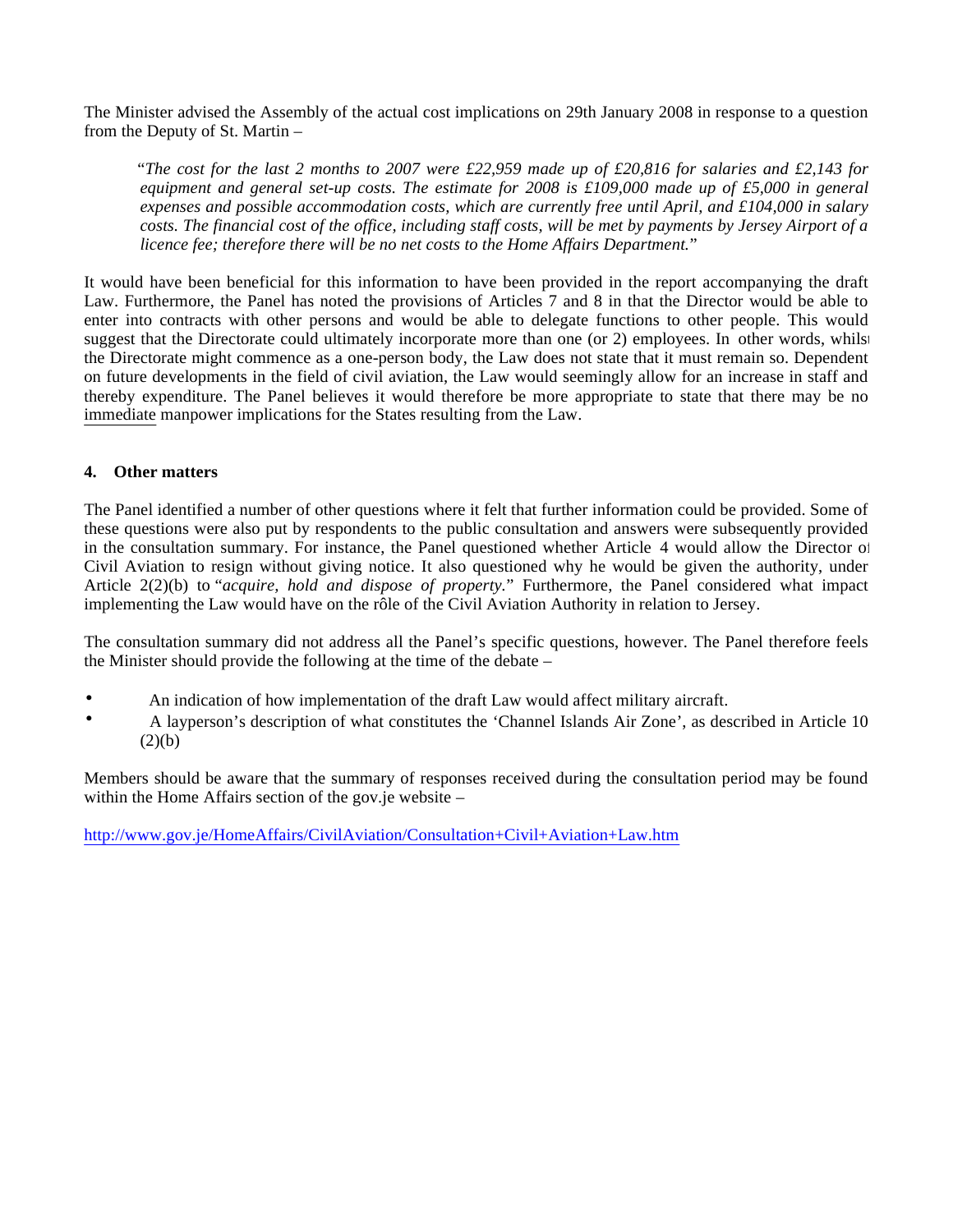The Minister advised the Assembly of the actual cost implications on 29th January 2008 in response to a question from the Deputy of St. Martin –

> "*The cost for the last 2 months to 2007 were £22,959 made up of £20,816 for salaries and £2,143 for equipment and general set-up costs. The estimate for 2008 is £109,000 made up of £5,000 in general expenses and possible accommodation costs, which are currently free until April, and £104,000 in salary costs. The financial cost of the office, including staff costs, will be met by payments by Jersey Airport of a licence fee; therefore there will be no net costs to the Home Affairs Department.*"

It would have been beneficial for this information to have been provided in the report accompanying the draft Law. Furthermore, the Panel has noted the provisions of Articles 7 and 8 in that the Director would be able to enter into contracts with other persons and would be able to delegate functions to other people. This would suggest that the Directorate could ultimately incorporate more than one (or 2) employees. In other words, whilst the Directorate might commence as a one-person body, the Law does not state that it must remain so. Dependent on future developments in the field of civil aviation, the Law would seemingly allow for an increase in staff and thereby expenditure. The Panel believes it would therefore be more appropriate to state that there may be no immediate manpower implications for the States resulting from the Law.

### 4. Other matters

The Panel identified a number of other questions where it felt that further information could be provided. Some of these questions were also put by respondents to the public consultation and answers were subsequently provided in the consultation summary. For instance, the Panel questioned whether Article 4 would allow the Director of Civil Aviation to resign without giving notice. It also questioned why he would be given the authority, under Article 2(2)(b) to "*acquire, hold and dispose of property.*" Furthermore, the Panel considered what impact implementing the Law would have on the rôle of the Civil Aviation Authority in relation to Jersey.

The consultation summary did not address all the Panel's specific questions, however. The Panel therefore feels the Minister should provide the following at the time of the debate –

- An indication of how implementation of the draft Law would affect military aircraft.
- A layperson's description of what constitutes the 'Channel Islands Air Zone', as described in Article 10 (2)(b)

Members should be aware that the summary of responses received during the consultation period may be found within the Home Affairs section of the gov.je website –

http://www.gov.je/HomeAffairs/CivilAviation/Consultation+Civil+Aviation+Law.htm